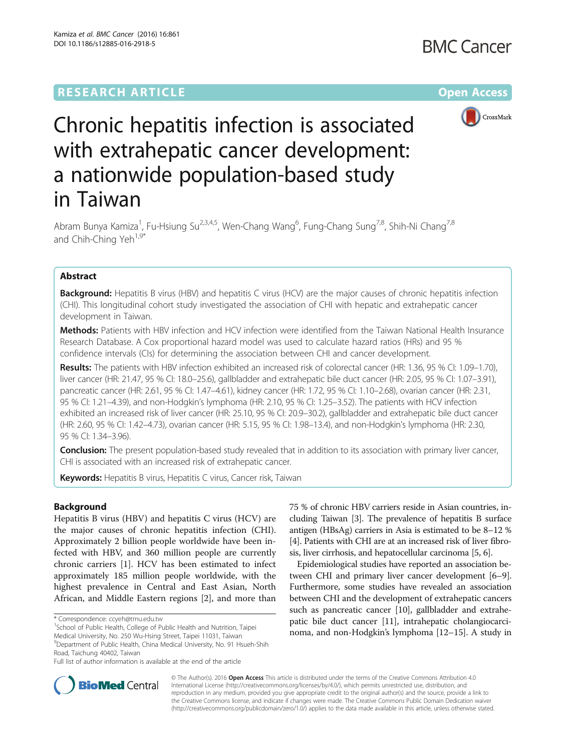RESEARCH ARTICLE Open Access

# Chronic hepatitis infection is associated with extrahepatic cancer development: a nationwide population-based study in Taiwan

Abram Bunya Kamiza[1], Fu-Hsiung Su[2,3,4,5], Wen-Chang Wang[6], Fung-Chang Sung[7,8], Shih-Ni Chang[7,8] and Chih-Ching Yeh[1,9*]

## Abstract

**Background:** Hepatitis B virus (HBV) and hepatitis C virus (HCV) are the major causes of chronic hepatitis infection (CHI). This longitudinal cohort study investigated the association of CHI with hepatic and extrahepatic cancer development in Taiwan.

**Methods:** Patients with HBV infection and HCV infection were identified from the Taiwan National Health Insurance Research Database. A Cox proportional hazard model was used to calculate hazard ratios (HRs) and 95 % confidence intervals (CIs) for determining the association between CHI and cancer development.

**Results:** The patients with HBV infection exhibited an increased risk of colorectal cancer (HR: 1.36, 95 % CI: 1.09–1.70), liver cancer (HR: 21.47, 95 % CI: 18.0–25.6), gallbladder and extrahepatic bile duct cancer (HR: 2.05, 95 % CI: 1.07–3.91), pancreatic cancer (HR: 2.61, 95 % CI: 1.47–4.61), kidney cancer (HR: 1.72, 95 % CI: 1.10–2.68), ovarian cancer (HR: 2.31, 95 % CI: 1.21–4.39), and non-Hodgkin's lymphoma (HR: 2.10, 95 % CI: 1.25–3.52). The patients with HCV infection exhibited an increased risk of liver cancer (HR: 25.10, 95 % CI: 20.9–30.2), gallbladder and extrahepatic bile duct cancer (HR: 2.60, 95 % CI: 1.42–4.73), ovarian cancer (HR: 5.15, 95 % CI: 1.98–13.4), and non-Hodgkin's lymphoma (HR: 2.30, 95 % CI: 1.34–3.96).

**Conclusion:** The present population-based study revealed that in addition to its association with primary liver cancer, CHI is associated with an increased risk of extrahepatic cancer.

**Keywords:** Hepatitis B virus, Hepatitis C virus, Cancer risk, Taiwan

## Background

Hepatitis B virus (HBV) and hepatitis C virus (HCV) are the major causes of chronic hepatitis infection (CHI). Approximately 2 billion people worldwide have been infected with HBV, and 360 million people are currently chronic carriers [1]. HCV has been estimated to infect approximately 185 million people worldwide, with the highest prevalence in Central and East Asian, North African, and Middle Eastern regions [2], and more than 75 % of chronic HBV carriers reside in Asian countries, including Taiwan [3]. The prevalence of hepatitis B surface antigen (HBsAg) carriers in Asia is estimated to be 8–12 % [4]. Patients with CHI are at an increased risk of liver fibrosis, liver cirrhosis, and hepatocellular carcinoma [5, 6].

Epidemiological studies have reported an association between CHI and primary liver cancer development [6–9]. Furthermore, some studies have revealed an association between CHI and the development of extrahepatic cancers such as pancreatic cancer [10], gallbladder and extrahepatic bile duct cancer [11], intrahepatic cholangiocarcinoma, and non-Hodgkin's lymphoma [12–15]. A study in

\* Correspondence: ccyeh@tmu.edu.tw

[1]School of Public Health, College of Public Health and Nutrition, Taipei Medical University, No. 250 Wu-Hsing Street, Taipei 11031, Taiwan

[9]Department of Public Health, China Medical University, No. 91 Hsueh-Shih Road, Taichung 40402, Taiwan

Full list of author information is available at the end of the article

© The Author(s). 2016 **Open Access** This article is distributed under the terms of the Creative Commons Attribution 4.0 International License (http://creativecommons.org/licenses/by/4.0/), which permits unrestricted use, distribution, and reproduction in any medium, provided you give appropriate credit to the original author(s) and the source, provide a link to the Creative Commons license, and indicate if changes were made. The Creative Commons Public Domain Dedication waiver (http://creativecommons.org/publicdomain/zero/1.0/) applies to the data made available in this article, unless otherwise stated.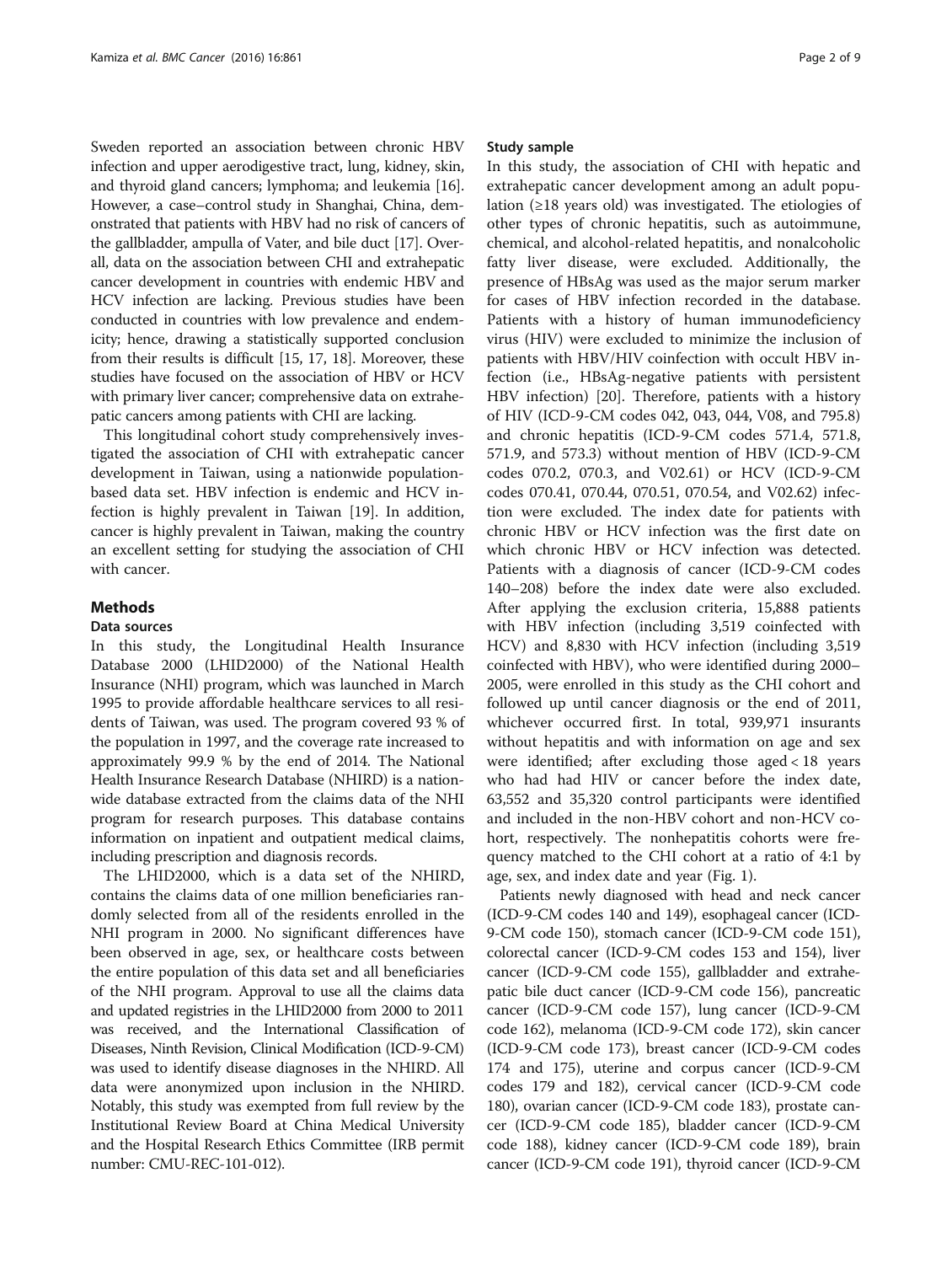Sweden reported an association between chronic HBV infection and upper aerodigestive tract, lung, kidney, skin, and thyroid gland cancers; lymphoma; and leukemia [16]. However, a case–control study in Shanghai, China, demonstrated that patients with HBV had no risk of cancers of the gallbladder, ampulla of Vater, and bile duct [17]. Overall, data on the association between CHI and extrahepatic cancer development in countries with endemic HBV and HCV infection are lacking. Previous studies have been conducted in countries with low prevalence and endemicity; hence, drawing a statistically supported conclusion from their results is difficult [15, 17, 18]. Moreover, these studies have focused on the association of HBV or HCV with primary liver cancer; comprehensive data on extrahepatic cancers among patients with CHI are lacking.

This longitudinal cohort study comprehensively investigated the association of CHI with extrahepatic cancer development in Taiwan, using a nationwide population-based data set. HBV infection is endemic and HCV infection is highly prevalent in Taiwan [19]. In addition, cancer is highly prevalent in Taiwan, making the country an excellent setting for studying the association of CHI with cancer.

## Methods

### Data sources

In this study, the Longitudinal Health Insurance Database 2000 (LHID2000) of the National Health Insurance (NHI) program, which was launched in March 1995 to provide affordable healthcare services to all residents of Taiwan, was used. The program covered 93 % of the population in 1997, and the coverage rate increased to approximately 99.9 % by the end of 2014. The National Health Insurance Research Database (NHIRD) is a nationwide database extracted from the claims data of the NHI program for research purposes. This database contains information on inpatient and outpatient medical claims, including prescription and diagnosis records.

The LHID2000, which is a data set of the NHIRD, contains the claims data of one million beneficiaries randomly selected from all of the residents enrolled in the NHI program in 2000. No significant differences have been observed in age, sex, or healthcare costs between the entire population of this data set and all beneficiaries of the NHI program. Approval to use all the claims data and updated registries in the LHID2000 from 2000 to 2011 was received, and the International Classification of Diseases, Ninth Revision, Clinical Modification (ICD-9-CM) was used to identify disease diagnoses in the NHIRD. All data were anonymized upon inclusion in the NHIRD. Notably, this study was exempted from full review by the Institutional Review Board at China Medical University and the Hospital Research Ethics Committee (IRB permit number: CMU-REC-101-012).

### Study sample

In this study, the association of CHI with hepatic and extrahepatic cancer development among an adult population (≥18 years old) was investigated. The etiologies of other types of chronic hepatitis, such as autoimmune, chemical, and alcohol-related hepatitis, and nonalcoholic fatty liver disease, were excluded. Additionally, the presence of HBsAg was used as the major serum marker for cases of HBV infection recorded in the database. Patients with a history of human immunodeficiency virus (HIV) were excluded to minimize the inclusion of patients with HBV/HIV coinfection with occult HBV infection (i.e., HBsAg-negative patients with persistent HBV infection) [20]. Therefore, patients with a history of HIV (ICD-9-CM codes 042, 043, 044, V08, and 795.8) and chronic hepatitis (ICD-9-CM codes 571.4, 571.8, 571.9, and 573.3) without mention of HBV (ICD-9-CM codes 070.2, 070.3, and V02.61) or HCV (ICD-9-CM codes 070.41, 070.44, 070.51, 070.54, and V02.62) infection were excluded. The index date for patients with chronic HBV or HCV infection was the first date on which chronic HBV or HCV infection was detected. Patients with a diagnosis of cancer (ICD-9-CM codes 140–208) before the index date were also excluded. After applying the exclusion criteria, 15,888 patients with HBV infection (including 3,519 coinfected with HCV) and 8,830 with HCV infection (including 3,519 coinfected with HBV), who were identified during 2000–2005, were enrolled in this study as the CHI cohort and followed up until cancer diagnosis or the end of 2011, whichever occurred first. In total, 939,971 insurants without hepatitis and with information on age and sex were identified; after excluding those aged < 18 years who had had HIV or cancer before the index date, 63,552 and 35,320 control participants were identified and included in the non-HBV cohort and non-HCV cohort, respectively. The nonhepatitis cohorts were frequency matched to the CHI cohort at a ratio of 4:1 by age, sex, and index date and year (Fig. 1).

Patients newly diagnosed with head and neck cancer (ICD-9-CM codes 140 and 149), esophageal cancer (ICD-9-CM code 150), stomach cancer (ICD-9-CM code 151), colorectal cancer (ICD-9-CM codes 153 and 154), liver cancer (ICD-9-CM code 155), gallbladder and extrahepatic bile duct cancer (ICD-9-CM code 156), pancreatic cancer (ICD-9-CM code 157), lung cancer (ICD-9-CM code 162), melanoma (ICD-9-CM code 172), skin cancer (ICD-9-CM code 173), breast cancer (ICD-9-CM codes 174 and 175), uterine and corpus cancer (ICD-9-CM codes 179 and 182), cervical cancer (ICD-9-CM code 180), ovarian cancer (ICD-9-CM code 183), prostate cancer (ICD-9-CM code 185), bladder cancer (ICD-9-CM code 188), kidney cancer (ICD-9-CM code 189), brain cancer (ICD-9-CM code 191), thyroid cancer (ICD-9-CM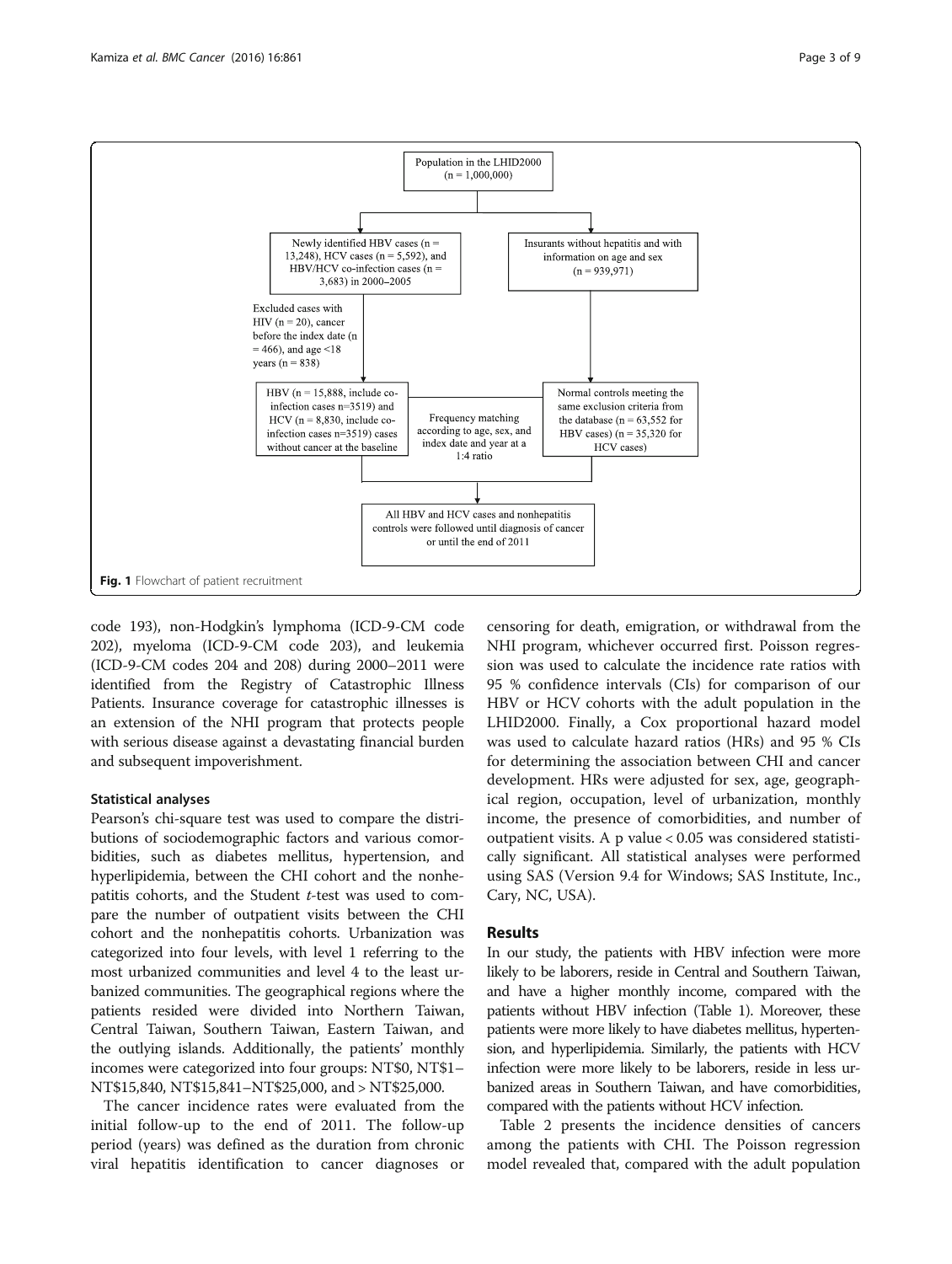Population in the LHID2000 (n = 1,000,000)

Newly identified HBV cases (n = 13,248), HCV cases (n = 5,592), and HBV/HCV co-infection cases (n = 3,683) in 2000–2005

Insurants without hepatitis and with information on age and sex (n = 939,971)

Excluded cases with HIV (n = 20), cancer before the index date (n = 466), and age <18 years (n = 838)

HBV (n = 15,888, include co-infection cases n=3519) and HCV (n = 8,830, include co-infection cases n=3519) cases without cancer at the baseline

Frequency matching according to age, sex, and index date and year at a 1:4 ratio

Normal controls meeting the same exclusion criteria from the database (n = 63,552 for HBV cases) (n = 35,320 for HCV cases)

All HBV and HCV cases and nonhepatitis controls were followed until diagnosis of cancer or until the end of 2011

**Fig. 1** Flowchart of patient recruitment

code 193), non-Hodgkin's lymphoma (ICD-9-CM code 202), myeloma (ICD-9-CM code 203), and leukemia (ICD-9-CM codes 204 and 208) during 2000–2011 were identified from the Registry of Catastrophic Illness Patients. Insurance coverage for catastrophic illnesses is an extension of the NHI program that protects people with serious disease against a devastating financial burden and subsequent impoverishment.

### Statistical analyses

Pearson's chi-square test was used to compare the distributions of sociodemographic factors and various comorbidities, such as diabetes mellitus, hypertension, and hyperlipidemia, between the CHI cohort and the nonhepatitis cohorts, and the Student *t*-test was used to compare the number of outpatient visits between the CHI cohort and the nonhepatitis cohorts. Urbanization was categorized into four levels, with level 1 referring to the most urbanized communities and level 4 to the least urbanized communities. The geographical regions where the patients resided were divided into Northern Taiwan, Central Taiwan, Southern Taiwan, Eastern Taiwan, and the outlying islands. Additionally, the patients' monthly incomes were categorized into four groups: NT$0, NT$1–NT$15,840, NT$15,841–NT$25,000, and > NT$25,000.

The cancer incidence rates were evaluated from the initial follow-up to the end of 2011. The follow-up period (years) was defined as the duration from chronic viral hepatitis identification to cancer diagnoses or censoring for death, emigration, or withdrawal from the NHI program, whichever occurred first. Poisson regression was used to calculate the incidence rate ratios with 95 % confidence intervals (CIs) for comparison of our HBV or HCV cohorts with the adult population in the LHID2000. Finally, a Cox proportional hazard model was used to calculate hazard ratios (HRs) and 95 % CIs for determining the association between CHI and cancer development. HRs were adjusted for sex, age, geographical region, occupation, level of urbanization, monthly income, the presence of comorbidities, and number of outpatient visits. A p value $< 0.05$ was considered statistically significant. All statistical analyses were performed using SAS (Version 9.4 for Windows; SAS Institute, Inc., Cary, NC, USA).

## Results

In our study, the patients with HBV infection were more likely to be laborers, reside in Central and Southern Taiwan, and have a higher monthly income, compared with the patients without HBV infection (Table 1). Moreover, these patients were more likely to have diabetes mellitus, hypertension, and hyperlipidemia. Similarly, the patients with HCV infection were more likely to be laborers, reside in less urbanized areas in Southern Taiwan, and have comorbidities, compared with the patients without HCV infection.

Table 2 presents the incidence densities of cancers among the patients with CHI. The Poisson regression model revealed that, compared with the adult population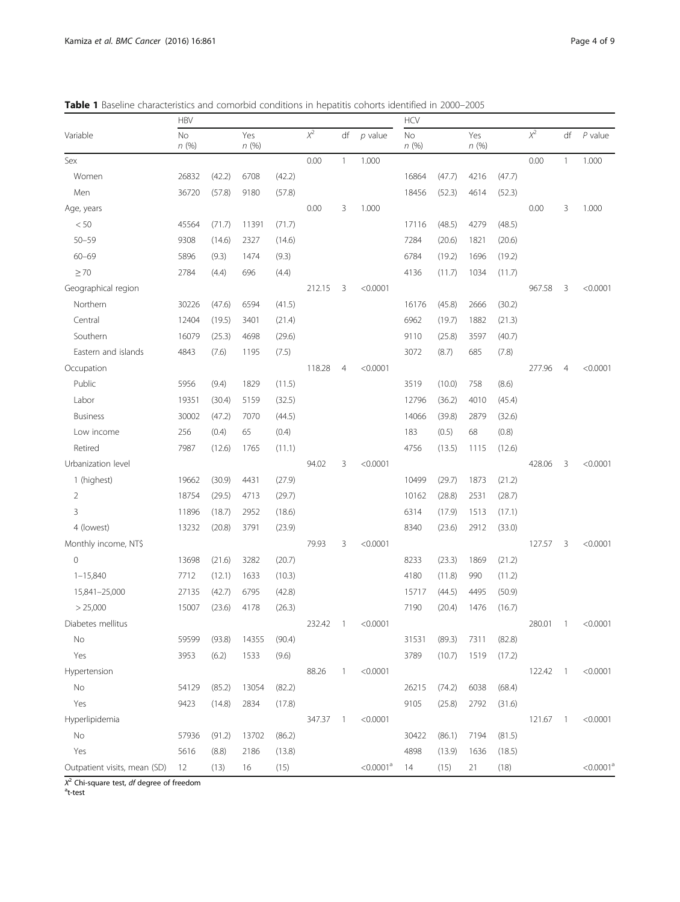**Table 1** Baseline characteristics and comorbid conditions in hepatitis cohorts identified in 2000–2005

| Variable | HBV | | | | | | | HCV | | | | | | |
|---|---|---|---|---|---|---|---|---|---|---|---|---|---|---|
| | No *n* (%) | | Yes *n* (%) | | $X^2$ | df | *p* value | No *n* (%) | | Yes *n* (%) | | $X^2$ | df | *P* value |
| Sex | | | | | 0.00 | 1 | 1.000 | | | | | 0.00 | 1 | 1.000 |
| Women | 26832 | (42.2) | 6708 | (42.2) | | | | 16864 | (47.7) | 4216 | (47.7) | | | |
| Men | 36720 | (57.8) | 9180 | (57.8) | | | | 18456 | (52.3) | 4614 | (52.3) | | | |
| Age, years | | | | | 0.00 | 3 | 1.000 | | | | | 0.00 | 3 | 1.000 |
| < 50 | 45564 | (71.7) | 11391 | (71.7) | | | | 17116 | (48.5) | 4279 | (48.5) | | | |
| 50–59 | 9308 | (14.6) | 2327 | (14.6) | | | | 7284 | (20.6) | 1821 | (20.6) | | | |
| 60–69 | 5896 | (9.3) | 1474 | (9.3) | | | | 6784 | (19.2) | 1696 | (19.2) | | | |
| ≥ 70 | 2784 | (4.4) | 696 | (4.4) | | | | 4136 | (11.7) | 1034 | (11.7) | | | |
| Geographical region | | | | | 212.15 | 3 | <0.0001 | | | | | 967.58 | 3 | <0.0001 |
| Northern | 30226 | (47.6) | 6594 | (41.5) | | | | 16176 | (45.8) | 2666 | (30.2) | | | |
| Central | 12404 | (19.5) | 3401 | (21.4) | | | | 6962 | (19.7) | 1882 | (21.3) | | | |
| Southern | 16079 | (25.3) | 4698 | (29.6) | | | | 9110 | (25.8) | 3597 | (40.7) | | | |
| Eastern and islands | 4843 | (7.6) | 1195 | (7.5) | | | | 3072 | (8.7) | 685 | (7.8) | | | |
| Occupation | | | | | 118.28 | 4 | <0.0001 | | | | | 277.96 | 4 | <0.0001 |
| Public | 5956 | (9.4) | 1829 | (11.5) | | | | 3519 | (10.0) | 758 | (8.6) | | | |
| Labor | 19351 | (30.4) | 5159 | (32.5) | | | | 12796 | (36.2) | 4010 | (45.4) | | | |
| Business | 30002 | (47.2) | 7070 | (44.5) | | | | 14066 | (39.8) | 2879 | (32.6) | | | |
| Low income | 256 | (0.4) | 65 | (0.4) | | | | 183 | (0.5) | 68 | (0.8) | | | |
| Retired | 7987 | (12.6) | 1765 | (11.1) | | | | 4756 | (13.5) | 1115 | (12.6) | | | |
| Urbanization level | | | | | 94.02 | 3 | <0.0001 | | | | | 428.06 | 3 | <0.0001 |
| 1 (highest) | 19662 | (30.9) | 4431 | (27.9) | | | | 10499 | (29.7) | 1873 | (21.2) | | | |
| 2 | 18754 | (29.5) | 4713 | (29.7) | | | | 10162 | (28.8) | 2531 | (28.7) | | | |
| 3 | 11896 | (18.7) | 2952 | (18.6) | | | | 6314 | (17.9) | 1513 | (17.1) | | | |
| 4 (lowest) | 13232 | (20.8) | 3791 | (23.9) | | | | 8340 | (23.6) | 2912 | (33.0) | | | |
| Monthly income, NT$ | | | | | 79.93 | 3 | <0.0001 | | | | | 127.57 | 3 | <0.0001 |
| 0 | 13698 | (21.6) | 3282 | (20.7) | | | | 8233 | (23.3) | 1869 | (21.2) | | | |
| 1–15,840 | 7712 | (12.1) | 1633 | (10.3) | | | | 4180 | (11.8) | 990 | (11.2) | | | |
| 15,841–25,000 | 27135 | (42.7) | 6795 | (42.8) | | | | 15717 | (44.5) | 4495 | (50.9) | | | |
| > 25,000 | 15007 | (23.6) | 4178 | (26.3) | | | | 7190 | (20.4) | 1476 | (16.7) | | | |
| Diabetes mellitus | | | | | 232.42 | 1 | <0.0001 | | | | | 280.01 | 1 | <0.0001 |
| No | 59599 | (93.8) | 14355 | (90.4) | | | | 31531 | (89.3) | 7311 | (82.8) | | | |
| Yes | 3953 | (6.2) | 1533 | (9.6) | | | | 3789 | (10.7) | 1519 | (17.2) | | | |
| Hypertension | | | | | 88.26 | 1 | <0.0001 | | | | | 122.42 | 1 | <0.0001 |
| No | 54129 | (85.2) | 13054 | (82.2) | | | | 26215 | (74.2) | 6038 | (68.4) | | | |
| Yes | 9423 | (14.8) | 2834 | (17.8) | | | | 9105 | (25.8) | 2792 | (31.6) | | | |
| Hyperlipidemia | | | | | 347.37 | 1 | <0.0001 | | | | | 121.67 | 1 | <0.0001 |
| No | 57936 | (91.2) | 13702 | (86.2) | | | | 30422 | (86.1) | 7194 | (81.5) | | | |
| Yes | 5616 | (8.8) | 2186 | (13.8) | | | | 4898 | (13.9) | 1636 | (18.5) | | | |
| Outpatient visits, mean (SD) | 12 | (13) | 16 | (15) | | | <0.0001[a] | 14 | (15) | 21 | (18) | | | <0.0001[a] |

$X^2$ Chi-square test, *df* degree of freedom
[a]t-test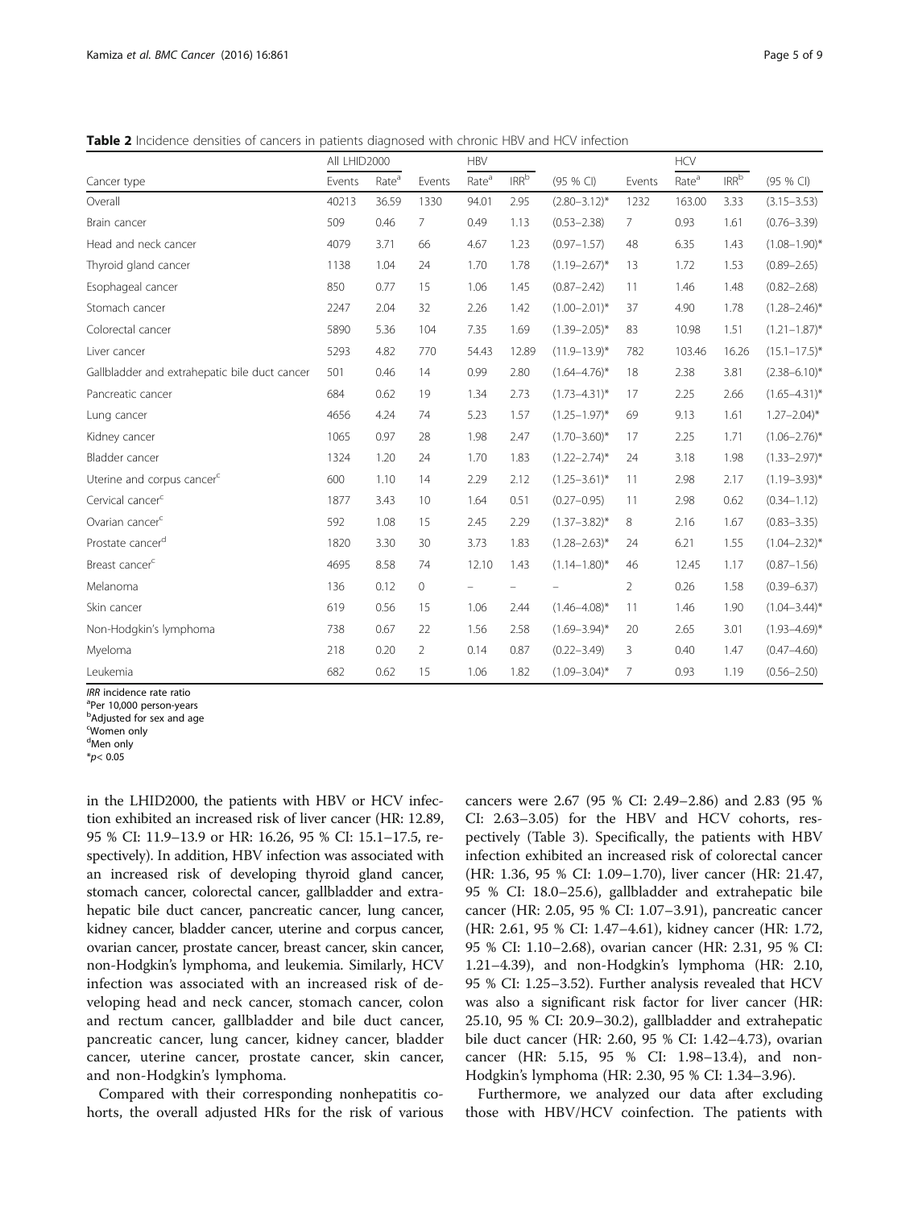**Table 2** Incidence densities of cancers in patients diagnosed with chronic HBV and HCV infection

| Cancer type | All LHID2000 | | HBV | | | | HCV | | | |
|---|---|---|---|---|---|---|---|---|---|---|
| | Events | Rate[a] | Events | Rate[a] | IRR[b] | (95 % CI) | Events | Rate[a] | IRR[b] | (95 % CI) |
| Overall | 40213 | 36.59 | 1330 | 94.01 | 2.95 | (2.80–3.12)* | 1232 | 163.00 | 3.33 | (3.15–3.53) |
| Brain cancer | 509 | 0.46 | 7 | 0.49 | 1.13 | (0.53–2.38) | 7 | 0.93 | 1.61 | (0.76–3.39) |
| Head and neck cancer | 4079 | 3.71 | 66 | 4.67 | 1.23 | (0.97–1.57) | 48 | 6.35 | 1.43 | (1.08–1.90)* |
| Thyroid gland cancer | 1138 | 1.04 | 24 | 1.70 | 1.78 | (1.19–2.67)* | 13 | 1.72 | 1.53 | (0.89–2.65) |
| Esophageal cancer | 850 | 0.77 | 15 | 1.06 | 1.45 | (0.87–2.42) | 11 | 1.46 | 1.48 | (0.82–2.68) |
| Stomach cancer | 2247 | 2.04 | 32 | 2.26 | 1.42 | (1.00–2.01)* | 37 | 4.90 | 1.78 | (1.28–2.46)* |
| Colorectal cancer | 5890 | 5.36 | 104 | 7.35 | 1.69 | (1.39–2.05)* | 83 | 10.98 | 1.51 | (1.21–1.87)* |
| Liver cancer | 5293 | 4.82 | 770 | 54.43 | 12.89 | (11.9–13.9)* | 782 | 103.46 | 16.26 | (15.1–17.5)* |
| Gallbladder and extrahepatic bile duct cancer | 501 | 0.46 | 14 | 0.99 | 2.80 | (1.64–4.76)* | 18 | 2.38 | 3.81 | (2.38–6.10)* |
| Pancreatic cancer | 684 | 0.62 | 19 | 1.34 | 2.73 | (1.73–4.31)* | 17 | 2.25 | 2.66 | (1.65–4.31)* |
| Lung cancer | 4656 | 4.24 | 74 | 5.23 | 1.57 | (1.25–1.97)* | 69 | 9.13 | 1.61 | 1.27–2.04)* |
| Kidney cancer | 1065 | 0.97 | 28 | 1.98 | 2.47 | (1.70–3.60)* | 17 | 2.25 | 1.71 | (1.06–2.76)* |
| Bladder cancer | 1324 | 1.20 | 24 | 1.70 | 1.83 | (1.22–2.74)* | 24 | 3.18 | 1.98 | (1.33–2.97)* |
| Uterine and corpus cancer[c] | 600 | 1.10 | 14 | 2.29 | 2.12 | (1.25–3.61)* | 11 | 2.98 | 2.17 | (1.19–3.93)* |
| Cervical cancer[c] | 1877 | 3.43 | 10 | 1.64 | 0.51 | (0.27–0.95) | 11 | 2.98 | 0.62 | (0.34–1.12) |
| Ovarian cancer[c] | 592 | 1.08 | 15 | 2.45 | 2.29 | (1.37–3.82)* | 8 | 2.16 | 1.67 | (0.83–3.35) |
| Prostate cancer[d] | 1820 | 3.30 | 30 | 3.73 | 1.83 | (1.28–2.63)* | 24 | 6.21 | 1.55 | (1.04–2.32)* |
| Breast cancer[c] | 4695 | 8.58 | 74 | 12.10 | 1.43 | (1.14–1.80)* | 46 | 12.45 | 1.17 | (0.87–1.56) |
| Melanoma | 136 | 0.12 | 0 | – | – | – | 2 | 0.26 | 1.58 | (0.39–6.37) |
| Skin cancer | 619 | 0.56 | 15 | 1.06 | 2.44 | (1.46–4.08)* | 11 | 1.46 | 1.90 | (1.04–3.44)* |
| Non-Hodgkin's lymphoma | 738 | 0.67 | 22 | 1.56 | 2.58 | (1.69–3.94)* | 20 | 2.65 | 3.01 | (1.93–4.69)* |
| Myeloma | 218 | 0.20 | 2 | 0.14 | 0.87 | (0.22–3.49) | 3 | 0.40 | 1.47 | (0.47–4.60) |
| Leukemia | 682 | 0.62 | 15 | 1.06 | 1.82 | (1.09–3.04)* | 7 | 0.93 | 1.19 | (0.56–2.50) |

*IRR* incidence rate ratio
[a]Per 10,000 person-years
[b]Adjusted for sex and age
[c]Women only
[d]Men only
*$p < 0.05$

in the LHID2000, the patients with HBV or HCV infection exhibited an increased risk of liver cancer (HR: 12.89, 95 % CI: 11.9–13.9 or HR: 16.26, 95 % CI: 15.1–17.5, respectively). In addition, HBV infection was associated with an increased risk of developing thyroid gland cancer, stomach cancer, colorectal cancer, gallbladder and extrahepatic bile duct cancer, pancreatic cancer, lung cancer, kidney cancer, bladder cancer, uterine and corpus cancer, ovarian cancer, prostate cancer, breast cancer, skin cancer, non-Hodgkin's lymphoma, and leukemia. Similarly, HCV infection was associated with an increased risk of developing head and neck cancer, stomach cancer, colon and rectum cancer, gallbladder and bile duct cancer, pancreatic cancer, lung cancer, kidney cancer, bladder cancer, uterine cancer, prostate cancer, skin cancer, and non-Hodgkin's lymphoma.

Compared with their corresponding nonhepatitis cohorts, the overall adjusted HRs for the risk of various cancers were 2.67 (95 % CI: 2.49–2.86) and 2.83 (95 % CI: 2.63–3.05) for the HBV and HCV cohorts, respectively (Table 3). Specifically, the patients with HBV infection exhibited an increased risk of colorectal cancer (HR: 1.36, 95 % CI: 1.09–1.70), liver cancer (HR: 21.47, 95 % CI: 18.0–25.6), gallbladder and extrahepatic bile cancer (HR: 2.05, 95 % CI: 1.07–3.91), pancreatic cancer (HR: 2.61, 95 % CI: 1.47–4.61), kidney cancer (HR: 1.72, 95 % CI: 1.10–2.68), ovarian cancer (HR: 2.31, 95 % CI: 1.21–4.39), and non-Hodgkin's lymphoma (HR: 2.10, 95 % CI: 1.25–3.52). Further analysis revealed that HCV was also a significant risk factor for liver cancer (HR: 25.10, 95 % CI: 20.9–30.2), gallbladder and extrahepatic bile duct cancer (HR: 2.60, 95 % CI: 1.42–4.73), ovarian cancer (HR: 5.15, 95 % CI: 1.98–13.4), and non-Hodgkin's lymphoma (HR: 2.30, 95 % CI: 1.34–3.96).

Furthermore, we analyzed our data after excluding those with HBV/HCV coinfection. The patients with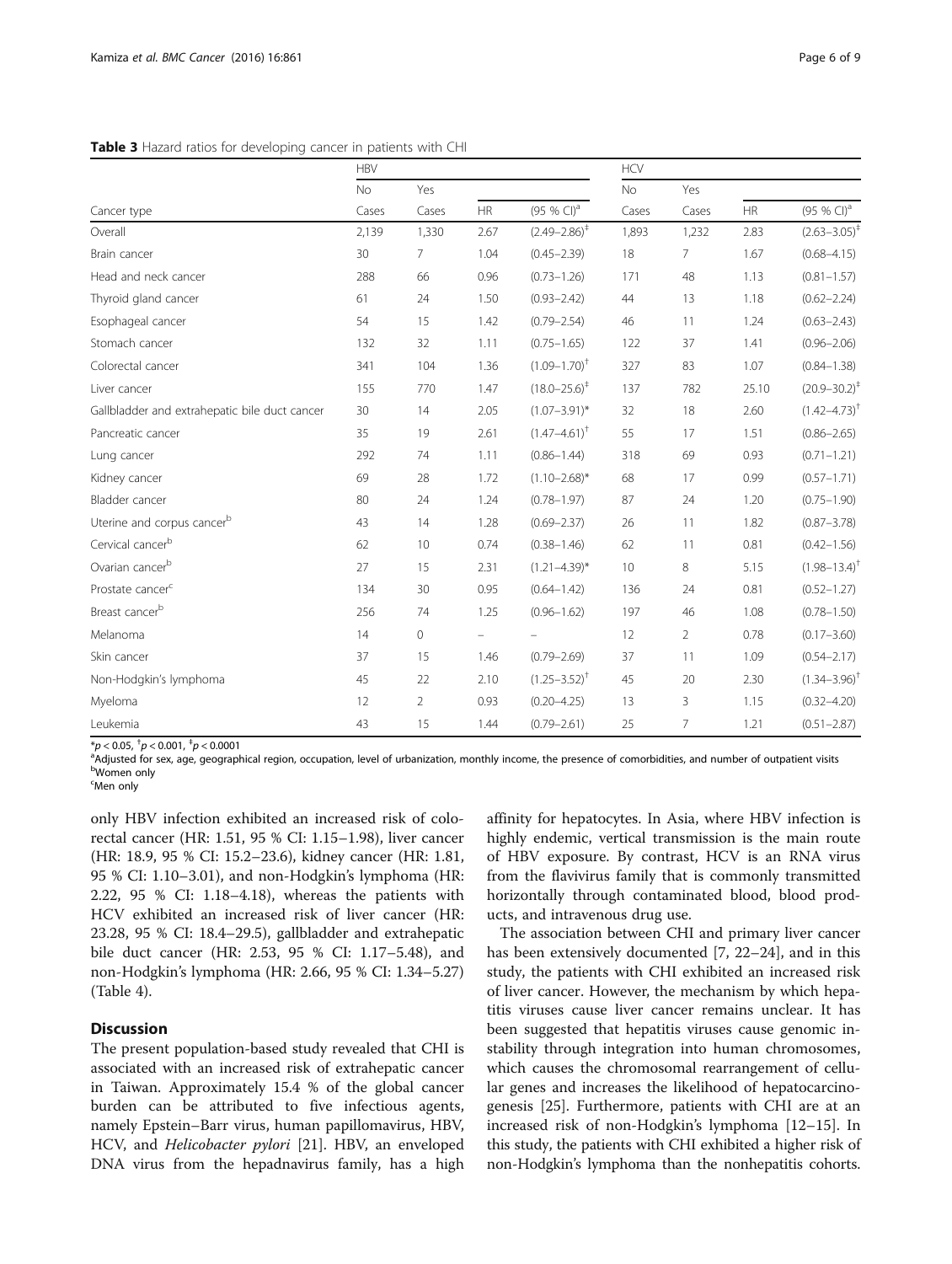**Table 3** Hazard ratios for developing cancer in patients with CHI

| | HBV | | | | HCV | | | |
|---|---|---|---|---|---|---|---|---|
| | No | Yes | | | No | Yes | | |
| Cancer type | Cases | Cases | HR | (95 % CI)[a] | Cases | Cases | HR | (95 % CI)[a] |
| Overall | 2,139 | 1,330 | 2.67 | (2.49–2.86)[‡] | 1,893 | 1,232 | 2.83 | (2.63–3.05)[‡] |
| Brain cancer | 30 | 7 | 1.04 | (0.45–2.39) | 18 | 7 | 1.67 | (0.68–4.15) |
| Head and neck cancer | 288 | 66 | 0.96 | (0.73–1.26) | 171 | 48 | 1.13 | (0.81–1.57) |
| Thyroid gland cancer | 61 | 24 | 1.50 | (0.93–2.42) | 44 | 13 | 1.18 | (0.62–2.24) |
| Esophageal cancer | 54 | 15 | 1.42 | (0.79–2.54) | 46 | 11 | 1.24 | (0.63–2.43) |
| Stomach cancer | 132 | 32 | 1.11 | (0.75–1.65) | 122 | 37 | 1.41 | (0.96–2.06) |
| Colorectal cancer | 341 | 104 | 1.36 | (1.09–1.70)[†] | 327 | 83 | 1.07 | (0.84–1.38) |
| Liver cancer | 155 | 770 | 1.47 | (18.0–25.6)[‡] | 137 | 782 | 25.10 | (20.9–30.2)[‡] |
| Gallbladder and extrahepatic bile duct cancer | 30 | 14 | 2.05 | (1.07–3.91)* | 32 | 18 | 2.60 | (1.42–4.73)[†] |
| Pancreatic cancer | 35 | 19 | 2.61 | (1.47–4.61)[†] | 55 | 17 | 1.51 | (0.86–2.65) |
| Lung cancer | 292 | 74 | 1.11 | (0.86–1.44) | 318 | 69 | 0.93 | (0.71–1.21) |
| Kidney cancer | 69 | 28 | 1.72 | (1.10–2.68)* | 68 | 17 | 0.99 | (0.57–1.71) |
| Bladder cancer | 80 | 24 | 1.24 | (0.78–1.97) | 87 | 24 | 1.20 | (0.75–1.90) |
| Uterine and corpus cancer[b] | 43 | 14 | 1.28 | (0.69–2.37) | 26 | 11 | 1.82 | (0.87–3.78) |
| Cervical cancer[b] | 62 | 10 | 0.74 | (0.38–1.46) | 62 | 11 | 0.81 | (0.42–1.56) |
| Ovarian cancer[b] | 27 | 15 | 2.31 | (1.21–4.39)* | 10 | 8 | 5.15 | (1.98–13.4)[†] |
| Prostate cancer[c] | 134 | 30 | 0.95 | (0.64–1.42) | 136 | 24 | 0.81 | (0.52–1.27) |
| Breast cancer[b] | 256 | 74 | 1.25 | (0.96–1.62) | 197 | 46 | 1.08 | (0.78–1.50) |
| Melanoma | 14 | 0 | – | – | 12 | 2 | 0.78 | (0.17–3.60) |
| Skin cancer | 37 | 15 | 1.46 | (0.79–2.69) | 37 | 11 | 1.09 | (0.54–2.17) |
| Non-Hodgkin's lymphoma | 45 | 22 | 2.10 | (1.25–3.52)[†] | 45 | 20 | 2.30 | (1.34–3.96)[†] |
| Myeloma | 12 | 2 | 0.93 | (0.20–4.25) | 13 | 3 | 1.15 | (0.32–4.20) |
| Leukemia | 43 | 15 | 1.44 | (0.79–2.61) | 25 | 7 | 1.21 | (0.51–2.87) |

*$p < 0.05$, [†]$p < 0.001$, [‡]$p < 0.0001$

[a]Adjusted for sex, age, geographical region, occupation, level of urbanization, monthly income, the presence of comorbidities, and number of outpatient visits

[b]Women only

[c]Men only

only HBV infection exhibited an increased risk of colorectal cancer (HR: 1.51, 95 % CI: 1.15–1.98), liver cancer (HR: 18.9, 95 % CI: 15.2–23.6), kidney cancer (HR: 1.81, 95 % CI: 1.10–3.01), and non-Hodgkin's lymphoma (HR: 2.22, 95 % CI: 1.18–4.18), whereas the patients with HCV exhibited an increased risk of liver cancer (HR: 23.28, 95 % CI: 18.4–29.5), gallbladder and extrahepatic bile duct cancer (HR: 2.53, 95 % CI: 1.17–5.48), and non-Hodgkin's lymphoma (HR: 2.66, 95 % CI: 1.34–5.27) (Table 4).

## Discussion

The present population-based study revealed that CHI is associated with an increased risk of extrahepatic cancer in Taiwan. Approximately 15.4 % of the global cancer burden can be attributed to five infectious agents, namely Epstein–Barr virus, human papillomavirus, HBV, HCV, and *Helicobacter pylori* [21]. HBV, an enveloped DNA virus from the hepadnavirus family, has a high affinity for hepatocytes. In Asia, where HBV infection is highly endemic, vertical transmission is the main route of HBV exposure. By contrast, HCV is an RNA virus from the flavivirus family that is commonly transmitted horizontally through contaminated blood, blood products, and intravenous drug use.

The association between CHI and primary liver cancer has been extensively documented [7, 22–24], and in this study, the patients with CHI exhibited an increased risk of liver cancer. However, the mechanism by which hepatitis viruses cause liver cancer remains unclear. It has been suggested that hepatitis viruses cause genomic instability through integration into human chromosomes, which causes the chromosomal rearrangement of cellular genes and increases the likelihood of hepatocarcinogenesis [25]. Furthermore, patients with CHI are at an increased risk of non-Hodgkin's lymphoma [12–15]. In this study, the patients with CHI exhibited a higher risk of non-Hodgkin's lymphoma than the nonhepatitis cohorts.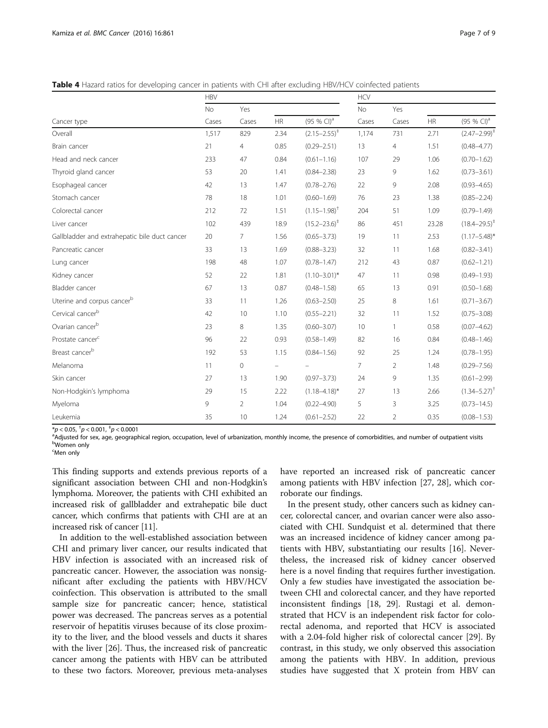**Table 4** Hazard ratios for developing cancer in patients with CHI after excluding HBV/HCV coinfected patients

| | HBV | | | | HCV | | | |
|---|---|---|---|---|---|---|---|---|
| | No | Yes | | | No | Yes | | |
| Cancer type | Cases | Cases | HR | (95 % CI)[a] | Cases | Cases | HR | (95 % CI)[a] |
| Overall | 1,517 | 829 | 2.34 | (2.15–2.55)[‡] | 1,174 | 731 | 2.71 | (2.47–2.99)[‡] |
| Brain cancer | 21 | 4 | 0.85 | (0.29–2.51) | 13 | 4 | 1.51 | (0.48–4.77) |
| Head and neck cancer | 233 | 47 | 0.84 | (0.61–1.16) | 107 | 29 | 1.06 | (0.70–1.62) |
| Thyroid gland cancer | 53 | 20 | 1.41 | (0.84–2.38) | 23 | 9 | 1.62 | (0.73–3.61) |
| Esophageal cancer | 42 | 13 | 1.47 | (0.78–2.76) | 22 | 9 | 2.08 | (0.93–4.65) |
| Stomach cancer | 78 | 18 | 1.01 | (0.60–1.69) | 76 | 23 | 1.38 | (0.85–2.24) |
| Colorectal cancer | 212 | 72 | 1.51 | (1.15–1.98)[†] | 204 | 51 | 1.09 | (0.79–1.49) |
| Liver cancer | 102 | 439 | 18.9 | (15.2–23.6)[‡] | 86 | 451 | 23.28 | (18.4–29.5)[‡] |
| Gallbladder and extrahepatic bile duct cancer | 20 | 7 | 1.56 | (0.65–3.73) | 19 | 11 | 2.53 | (1.17–5.48)* |
| Pancreatic cancer | 33 | 13 | 1.69 | (0.88–3.23) | 32 | 11 | 1.68 | (0.82–3.41) |
| Lung cancer | 198 | 48 | 1.07 | (0.78–1.47) | 212 | 43 | 0.87 | (0.62–1.21) |
| Kidney cancer | 52 | 22 | 1.81 | (1.10–3.01)* | 47 | 11 | 0.98 | (0.49–1.93) |
| Bladder cancer | 67 | 13 | 0.87 | (0.48–1.58) | 65 | 13 | 0.91 | (0.50–1.68) |
| Uterine and corpus cancer[b] | 33 | 11 | 1.26 | (0.63–2.50) | 25 | 8 | 1.61 | (0.71–3.67) |
| Cervical cancer[b] | 42 | 10 | 1.10 | (0.55–2.21) | 32 | 11 | 1.52 | (0.75–3.08) |
| Ovarian cancer[b] | 23 | 8 | 1.35 | (0.60–3.07) | 10 | 1 | 0.58 | (0.07–4.62) |
| Prostate cancer[c] | 96 | 22 | 0.93 | (0.58–1.49) | 82 | 16 | 0.84 | (0.48–1.46) |
| Breast cancer[b] | 192 | 53 | 1.15 | (0.84–1.56) | 92 | 25 | 1.24 | (0.78–1.95) |
| Melanoma | 11 | 0 | – | – | 7 | 2 | 1.48 | (0.29–7.56) |
| Skin cancer | 27 | 13 | 1.90 | (0.97–3.73) | 24 | 9 | 1.35 | (0.61–2.99) |
| Non-Hodgkin's lymphoma | 29 | 15 | 2.22 | (1.18–4.18)* | 27 | 13 | 2.66 | (1.34–5.27)[†] |
| Myeloma | 9 | 2 | 1.04 | (0.22–4.90) | 5 | 3 | 3.25 | (0.73–14.5) |
| Leukemia | 35 | 10 | 1.24 | (0.61–2.52) | 22 | 2 | 0.35 | (0.08–1.53) |

*$p < 0.05$, [†]$p < 0.001$, [‡]$p < 0.0001$

[a]Adjusted for sex, age, geographical region, occupation, level of urbanization, monthly income, the presence of comorbidities, and number of outpatient visits

[b]Women only

[c]Men only

This finding supports and extends previous reports of a significant association between CHI and non-Hodgkin's lymphoma. Moreover, the patients with CHI exhibited an increased risk of gallbladder and extrahepatic bile duct cancer, which confirms that patients with CHI are at an increased risk of cancer [11].

In addition to the well-established association between CHI and primary liver cancer, our results indicated that HBV infection is associated with an increased risk of pancreatic cancer. However, the association was nonsignificant after excluding the patients with HBV/HCV coinfection. This observation is attributed to the small sample size for pancreatic cancer; hence, statistical power was decreased. The pancreas serves as a potential reservoir of hepatitis viruses because of its close proximity to the liver, and the blood vessels and ducts it shares with the liver [26]. Thus, the increased risk of pancreatic cancer among the patients with HBV can be attributed to these two factors. Moreover, previous meta-analyses have reported an increased risk of pancreatic cancer among patients with HBV infection [27, 28], which corroborate our findings.

In the present study, other cancers such as kidney cancer, colorectal cancer, and ovarian cancer were also associated with CHI. Sundquist et al. determined that there was an increased incidence of kidney cancer among patients with HBV, substantiating our results [16]. Nevertheless, the increased risk of kidney cancer observed here is a novel finding that requires further investigation. Only a few studies have investigated the association between CHI and colorectal cancer, and they have reported inconsistent findings [18, 29]. Rustagi et al. demonstrated that HCV is an independent risk factor for colorectal adenoma, and reported that HCV is associated with a 2.04-fold higher risk of colorectal cancer [29]. By contrast, in this study, we only observed this association among the patients with HBV. In addition, previous studies have suggested that X protein from HBV can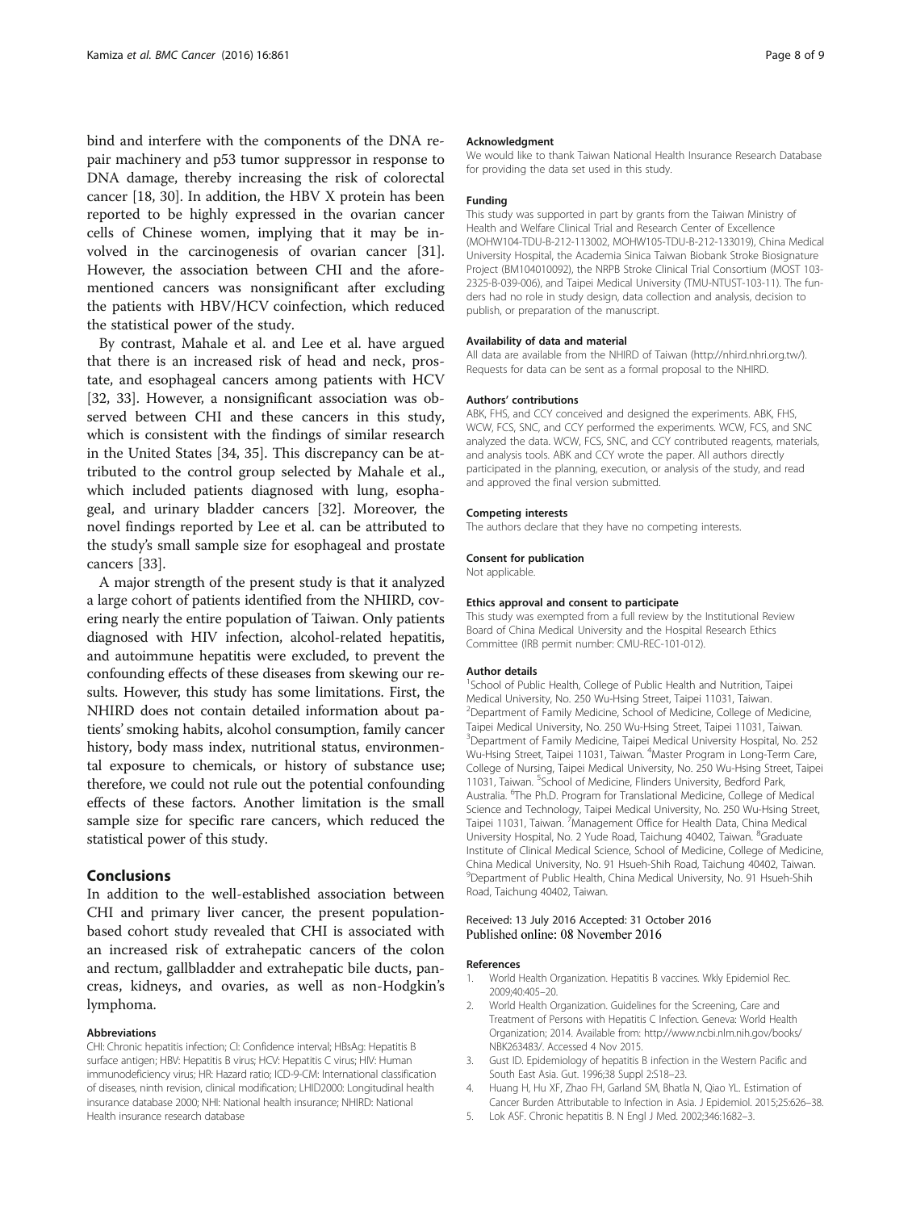bind and interfere with the components of the DNA repair machinery and p53 tumor suppressor in response to DNA damage, thereby increasing the risk of colorectal cancer [18, 30]. In addition, the HBV X protein has been reported to be highly expressed in the ovarian cancer cells of Chinese women, implying that it may be involved in the carcinogenesis of ovarian cancer [31]. However, the association between CHI and the aforementioned cancers was nonsignificant after excluding the patients with HBV/HCV coinfection, which reduced the statistical power of the study.

By contrast, Mahale et al. and Lee et al. have argued that there is an increased risk of head and neck, prostate, and esophageal cancers among patients with HCV [32, 33]. However, a nonsignificant association was observed between CHI and these cancers in this study, which is consistent with the findings of similar research in the United States [34, 35]. This discrepancy can be attributed to the control group selected by Mahale et al., which included patients diagnosed with lung, esophageal, and urinary bladder cancers [32]. Moreover, the novel findings reported by Lee et al. can be attributed to the study's small sample size for esophageal and prostate cancers [33].

A major strength of the present study is that it analyzed a large cohort of patients identified from the NHIRD, covering nearly the entire population of Taiwan. Only patients diagnosed with HIV infection, alcohol-related hepatitis, and autoimmune hepatitis were excluded, to prevent the confounding effects of these diseases from skewing our results. However, this study has some limitations. First, the NHIRD does not contain detailed information about patients' smoking habits, alcohol consumption, family cancer history, body mass index, nutritional status, environmental exposure to chemicals, or history of substance use; therefore, we could not rule out the potential confounding effects of these factors. Another limitation is the small sample size for specific rare cancers, which reduced the statistical power of this study.

## Conclusions

In addition to the well-established association between CHI and primary liver cancer, the present population-based cohort study revealed that CHI is associated with an increased risk of extrahepatic cancers of the colon and rectum, gallbladder and extrahepatic bile ducts, pancreas, kidneys, and ovaries, as well as non-Hodgkin's lymphoma.

#### Abbreviations

CHI: Chronic hepatitis infection; CI: Confidence interval; HBsAg: Hepatitis B surface antigen; HBV: Hepatitis B virus; HCV: Hepatitis C virus; HIV: Human immunodeficiency virus; HR: Hazard ratio; ICD-9-CM: International classification of diseases, ninth revision, clinical modification; LHID2000: Longitudinal health insurance database 2000; NHI: National health insurance; NHIRD: National Health insurance research database

#### Acknowledgment

We would like to thank Taiwan National Health Insurance Research Database for providing the data set used in this study.

#### Funding

This study was supported in part by grants from the Taiwan Ministry of Health and Welfare Clinical Trial and Research Center of Excellence (MOHW104-TDU-B-212-113002, MOHW105-TDU-B-212-133019), China Medical University Hospital, the Academia Sinica Taiwan Biobank Stroke Biosignature Project (BM104010092), the NRPB Stroke Clinical Trial Consortium (MOST 103-2325-B-039-006), and Taipei Medical University (TMU-NTUST-103-11). The funders had no role in study design, data collection and analysis, decision to publish, or preparation of the manuscript.

#### Availability of data and material

All data are available from the NHIRD of Taiwan (http://nhird.nhri.org.tw/). Requests for data can be sent as a formal proposal to the NHIRD.

#### Authors' contributions

ABK, FHS, and CCY conceived and designed the experiments. ABK, FHS, WCW, FCS, SNC, and CCY performed the experiments. WCW, FCS, and SNC analyzed the data. WCW, FCS, SNC, and CCY contributed reagents, materials, and analysis tools. ABK and CCY wrote the paper. All authors directly participated in the planning, execution, or analysis of the study, and read and approved the final version submitted.

#### Competing interests

The authors declare that they have no competing interests.

#### Consent for publication

Not applicable.

#### Ethics approval and consent to participate

This study was exempted from a full review by the Institutional Review Board of China Medical University and the Hospital Research Ethics Committee (IRB permit number: CMU-REC-101-012).

#### Author details

[1]School of Public Health, College of Public Health and Nutrition, Taipei Medical University, No. 250 Wu-Hsing Street, Taipei 11031, Taiwan. [2]Department of Family Medicine, School of Medicine, College of Medicine, Taipei Medical University, No. 250 Wu-Hsing Street, Taipei 11031, Taiwan. [3]Department of Family Medicine, Taipei Medical University Hospital, No. 252 Wu-Hsing Street, Taipei 11031, Taiwan. [4]Master Program in Long-Term Care, College of Nursing, Taipei Medical University, No. 250 Wu-Hsing Street, Taipei 11031, Taiwan. [5]School of Medicine, Flinders University, Bedford Park, Australia. [6]The Ph.D. Program for Translational Medicine, College of Medical Science and Technology, Taipei Medical University, No. 250 Wu-Hsing Street, Taipei 11031, Taiwan. [7]Management Office for Health Data, China Medical University Hospital, No. 2 Yude Road, Taichung 40402, Taiwan. [8]Graduate Institute of Clinical Medical Science, School of Medicine, College of Medicine, China Medical University, No. 91 Hsueh-Shih Road, Taichung 40402, Taiwan. [9]Department of Public Health, China Medical University, No. 91 Hsueh-Shih Road, Taichung 40402, Taiwan.

Received: 13 July 2016 Accepted: 31 October 2016
Published online: 08 November 2016

#### References

1. World Health Organization. Hepatitis B vaccines. Wkly Epidemiol Rec. 2009;40:405–20.
2. World Health Organization. Guidelines for the Screening, Care and Treatment of Persons with Hepatitis C Infection. Geneva: World Health Organization; 2014. Available from: http://www.ncbi.nlm.nih.gov/books/NBK263483/. Accessed 4 Nov 2015.
3. Gust ID. Epidemiology of hepatitis B infection in the Western Pacific and South East Asia. Gut. 1996;38 Suppl 2:S18–23.
4. Huang H, Hu XF, Zhao FH, Garland SM, Bhatla N, Qiao YL. Estimation of Cancer Burden Attributable to Infection in Asia. J Epidemiol. 2015;25:626–38.
5. Lok ASF. Chronic hepatitis B. N Engl J Med. 2002;346:1682–3.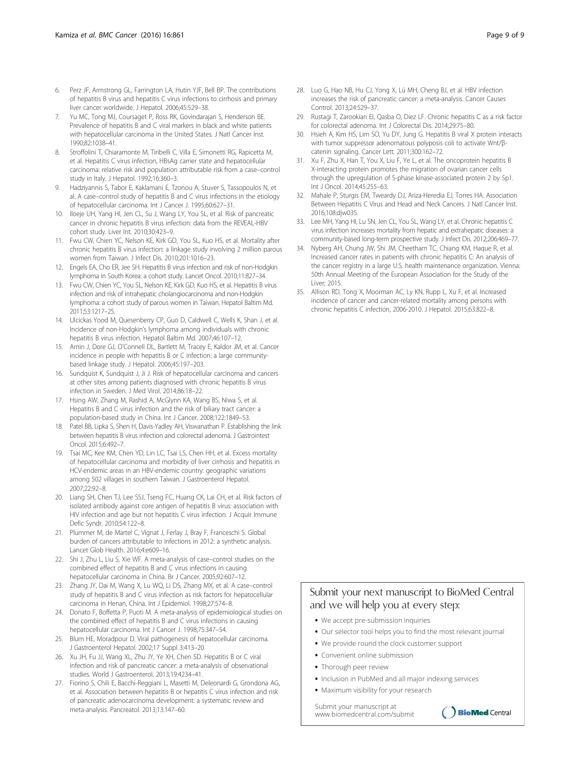6. Perz JF, Armstrong GL, Farrington LA, Hutin YJF, Bell BP. The contributions of hepatitis B virus and hepatitis C virus infections to cirrhosis and primary liver cancer worldwide. J Hepatol. 2006;45:529–38.
7. Yu MC, Tong MJ, Coursaget P, Ross RK, Govindarajan S, Henderson BE. Prevalence of hepatitis B and C viral markers in black and white patients with hepatocellular carcinoma in the United States. J Natl Cancer Inst. 1990;82:1038–41.
8. Stroffolini T, Chiaramonte M, Tiribelli C, Villa E, Simonetti RG, Rapicetta M, et al. Hepatitis C virus infection, HBsAg carrier state and hepatocellular carcinoma: relative risk and population attributable risk from a case–control study in Italy. J Hepatol. 1992;16:360–3.
9. Hadziyannis S, Tabor E, Kaklamani E, Tzonou A, Stuver S, Tassopoulos N, et al. A case–control study of hepatitis B and C virus infections in the etiology of hepatocellular carcinoma. Int J Cancer J. 1995;60:627–31.
10. Iloeje UH, Yang HI, Jen CL, Su J, Wang LY, You SL, et al. Risk of pancreatic cancer in chronic hepatitis B virus infection: data from the REVEAL-HBV cohort study. Liver Int. 2010;30:423–9.
11. Fwu CW, Chien YC, Nelson KE, Kirk GD, You SL, Kuo HS, et al. Mortality after chronic hepatitis B virus infection: a linkage study involving 2 million parous women from Taiwan. J Infect Dis. 2010;201:1016–23.
12. Engels EA, Cho ER, Jee SH. Hepatitis B virus infection and risk of non-Hodgkin lymphoma in South Korea: a cohort study. Lancet Oncol. 2010;11:827–34.
13. Fwu CW, Chien YC, You SL, Nelson KE, Kirk GD, Kuo HS, et al. Hepatitis B virus infection and risk of intrahepatic cholangiocarcinoma and non-Hodgkin lymphoma: a cohort study of parous women in Taiwan. Hepatol Baltim Md. 2011;53:1217–25.
14. Ulcickas Yood M, Quesenberry CP, Guo D, Caldwell C, Wells K, Shan J, et al. Incidence of non-Hodgkin's lymphoma among individuals with chronic hepatitis B virus infection. Hepatol Baltim Md. 2007;46:107–12.
15. Amin J, Dore GJ, O'Connell DL, Bartlett M, Tracey E, Kaldor JM, et al. Cancer incidence in people with hepatitis B or C infection: a large community-based linkage study. J Hepatol. 2006;45:197–203.
16. Sundquist K, Sundquist J, Ji J. Risk of hepatocellular carcinoma and cancers at other sites among patients diagnosed with chronic hepatitis B virus infection in Sweden. J Med Virol. 2014;86:18–22.
17. Hsing AW, Zhang M, Rashid A, McGlynn KA, Wang BS, Niwa S, et al. Hepatitis B and C virus infection and the risk of biliary tract cancer: a population-based study in China. Int J Cancer. 2008;122:1849–53.
18. Patel BB, Lipka S, Shen H, Davis-Yadley AH, Viswanathan P. Establishing the link between hepatitis B virus infection and colorectal adenoma. J Gastrointest Oncol. 2015;6:492–7.
19. Tsai MC, Kee KM, Chen YD, Lin LC, Tsai LS, Chen HH, et al. Excess mortality of hepatocellular carcinoma and morbidity of liver cirrhosis and hepatitis in HCV-endemic areas in an HBV-endemic country: geographic variations among 502 villages in southern Taiwan. J Gastroenterol Hepatol. 2007;22:92–8.
20. Liang SH, Chen TJ, Lee SSJ, Tseng FC, Huang CK, Lai CH, et al. Risk factors of isolated antibody against core antigen of hepatitis B virus: association with HIV infection and age but not hepatitis C virus infection. J Acquir Immune Defic Syndr. 2010;54:122–8.
21. Plummer M, de Martel C, Vignat J, Ferlay J, Bray F, Franceschi S. Global burden of cancers attributable to infections in 2012: a synthetic analysis. Lancet Glob Health. 2016;4:e609–16.
22. Shi J, Zhu L, Liu S, Xie WF. A meta-analysis of case–control studies on the combined effect of hepatitis B and C virus infections in causing hepatocellular carcinoma in China. Br J Cancer. 2005;92:607–12.
23. Zhang JY, Dai M, Wang X, Lu WQ, Li DS, Zhang MX, et al. A case–control study of hepatitis B and C virus infection as risk factors for hepatocellular carcinoma in Henan, China. Int J Epidemiol. 1998;27:574–8.
24. Donato F, Boffetta P, Puoti M. A meta-analysis of epidemiological studies on the combined effect of hepatitis B and C virus infections in causing hepatocellular carcinoma. Int J Cancer J. 1998;75:347–54.
25. Blum HE, Moradpour D. Viral pathogenesis of hepatocellular carcinoma. J Gastroenterol Hepatol. 2002;17 Suppl 3:413–20.
26. Xu JH, Fu JJ, Wang XL, Zhu JY, Ye XH, Chen SD. Hepatitis B or C viral infection and risk of pancreatic cancer: a meta-analysis of observational studies. World J Gastroenterol. 2013;19:4234–41.
27. Fiorino S, Chili E, Bacchi-Reggiani L, Masetti M, Deleonardi G, Grondona AG, et al. Association between hepatitis B or hepatitis C virus infection and risk of pancreatic adenocarcinoma development: a systematic review and meta-analysis. Pancreatol. 2013;13:147–60.
28. Luo G, Hao NB, Hu CJ, Yong X, Lü MH, Cheng BJ, et al. HBV infection increases the risk of pancreatic cancer: a meta-analysis. Cancer Causes Control. 2013;24:529–37.
29. Rustagi T, Zarookian EI, Qasba O, Diez LF. Chronic hepatitis C as a risk factor for colorectal adenoma. Int J Colorectal Dis. 2014;29:75–80.
30. Hsieh A, Kim HS, Lim SO, Yu DY, Jung G. Hepatitis B viral X protein interacts with tumor suppressor adenomatous polyposis coli to activate Wnt/β-catenin signaling. Cancer Lett. 2011;300:162–72.
31. Xu F, Zhu X, Han T, You X, Liu F, Ye L, et al. The oncoprotein hepatitis B X-interacting protein promotes the migration of ovarian cancer cells through the upregulation of S-phase kinase-associated protein 2 by Sp1. Int J Oncol. 2014;45:255–63.
32. Mahale P, Sturgis EM, Tweardy DJ, Ariza-Heredia EJ, Torres HA. Association Between Hepatitis C Virus and Head and Neck Cancers. J Natl Cancer Inst. 2016;108:djw035.
33. Lee MH, Yang HI, Lu SN, Jen CL, You SL, Wang LY, et al. Chronic hepatitis C virus infection increases mortality from hepatic and extrahepatic diseases: a community-based long-term prospective study. J Infect Dis. 2012;206:469–77.
34. Nyberg AH, Chung JW, Shi JM, Cheetham TC, Chiang KM, Haque R, et al. Increased cancer rates in patients with chronic hepatitis C: An analysis of the cancer registry in a large U.S. health maintenance organization. Vienna: 50th Annual Meeting of the European Association for the Study of the Liver; 2015.
35. Allison RD, Tong X, Moorman AC, Ly KN, Rupp L, Xu F, et al. Increased incidence of cancer and cancer-related mortality among persons with chronic hepatitis C infection, 2006-2010. J Hepatol. 2015;63:822–8.

Submit your next manuscript to BioMed Central and we will help you at every step:

- We accept pre-submission inquiries
- Our selector tool helps you to find the most relevant journal
- We provide round the clock customer support
- Convenient online submission
- Thorough peer review
- Inclusion in PubMed and all major indexing services
- Maximum visibility for your research

Submit your manuscript at
www.biomedcentral.com/submit

BioMed Central